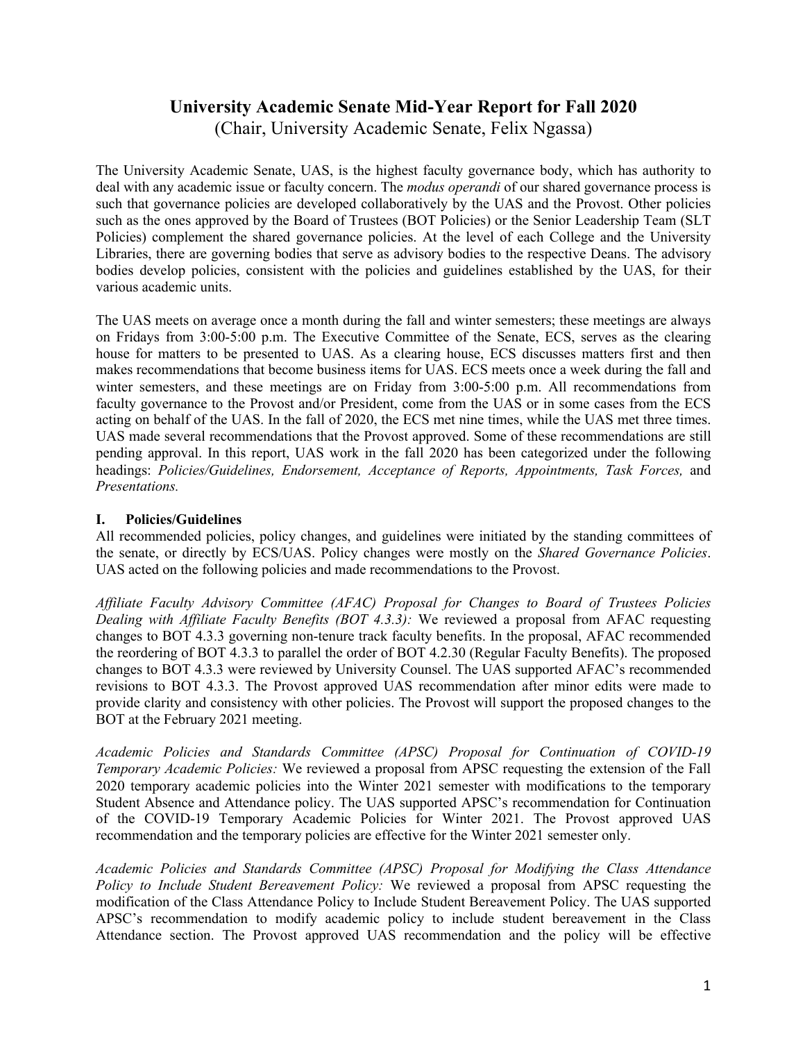# University Academic Senate Mid-Year Report for Fall 2020

(Chair, University Academic Senate, Felix Ngassa)

The University Academic Senate, UAS, is the highest faculty governance body, which has authority to deal with any academic issue or faculty concern. The *modus operandi* of our shared governance process is such that governance policies are developed collaboratively by the UAS and the Provost. Other policies such as the ones approved by the Board of Trustees (BOT Policies) or the Senior Leadership Team (SLT Policies) complement the shared governance policies. At the level of each College and the University Libraries, there are governing bodies that serve as advisory bodies to the respective Deans. The advisory bodies develop policies, consistent with the policies and guidelines established by the UAS, for their various academic units.

The UAS meets on average once a month during the fall and winter semesters; these meetings are always on Fridays from 3:00-5:00 p.m. The Executive Committee of the Senate, ECS, serves as the clearing house for matters to be presented to UAS. As a clearing house, ECS discusses matters first and then makes recommendations that become business items for UAS. ECS meets once a week during the fall and winter semesters, and these meetings are on Friday from 3:00-5:00 p.m. All recommendations from faculty governance to the Provost and/or President, come from the UAS or in some cases from the ECS acting on behalf of the UAS. In the fall of 2020, the ECS met nine times, while the UAS met three times. UAS made several recommendations that the Provost approved. Some of these recommendations are still pending approval. In this report, UAS work in the fall 2020 has been categorized under the following headings: *Policies/Guidelines, Endorsement, Acceptance of Reports, Appointments, Task Forces,* and *Presentations.*

## I. Policies/Guidelines

All recommended policies, policy changes, and guidelines were initiated by the standing committees of the senate, or directly by ECS/UAS. Policy changes were mostly on the *Shared Governance Policies*. UAS acted on the following policies and made recommendations to the Provost.

*Affiliate Faculty Advisory Committee (AFAC) Proposal for Changes to Board of Trustees Policies Dealing with Affiliate Faculty Benefits (BOT 4.3.3):* We reviewed a proposal from AFAC requesting changes to BOT 4.3.3 governing non-tenure track faculty benefits. In the proposal, AFAC recommended the reordering of BOT 4.3.3 to parallel the order of BOT 4.2.30 (Regular Faculty Benefits). The proposed changes to BOT 4.3.3 were reviewed by University Counsel. The UAS supported AFAC's recommended revisions to BOT 4.3.3. The Provost approved UAS recommendation after minor edits were made to provide clarity and consistency with other policies. The Provost will support the proposed changes to the BOT at the February 2021 meeting.

*Academic Policies and Standards Committee (APSC) Proposal for Continuation of COVID-19 Temporary Academic Policies:* We reviewed a proposal from APSC requesting the extension of the Fall 2020 temporary academic policies into the Winter 2021 semester with modifications to the temporary Student Absence and Attendance policy. The UAS supported APSC's recommendation for Continuation of the COVID-19 Temporary Academic Policies for Winter 2021. The Provost approved UAS recommendation and the temporary policies are effective for the Winter 2021 semester only.

*Academic Policies and Standards Committee (APSC) Proposal for Modifying the Class Attendance Policy to Include Student Bereavement Policy:* We reviewed a proposal from APSC requesting the modification of the Class Attendance Policy to Include Student Bereavement Policy. The UAS supported APSC's recommendation to modify academic policy to include student bereavement in the Class Attendance section. The Provost approved UAS recommendation and the policy will be effective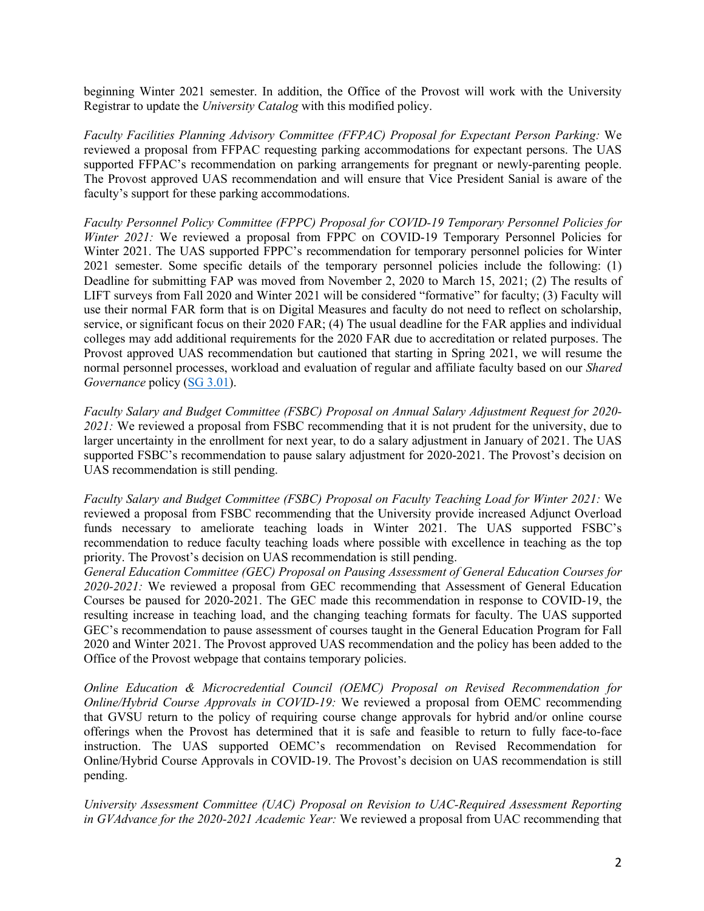beginning Winter 2021 semester. In addition, the Office of the Provost will work with the University Registrar to update the *University Catalog* with this modified policy.

*Faculty Facilities Planning Advisory Committee (FFPAC) Proposal for Expectant Person Parking:* We reviewed a proposal from FFPAC requesting parking accommodations for expectant persons. The UAS supported FFPAC's recommendation on parking arrangements for pregnant or newly-parenting people. The Provost approved UAS recommendation and will ensure that Vice President Sanial is aware of the faculty's support for these parking accommodations.

*Faculty Personnel Policy Committee (FPPC) Proposal for COVID-19 Temporary Personnel Policies for Winter 2021:* We reviewed a proposal from FPPC on COVID-19 Temporary Personnel Policies for Winter 2021. The UAS supported FPPC's recommendation for temporary personnel policies for Winter 2021 semester. Some specific details of the temporary personnel policies include the following: (1) Deadline for submitting FAP was moved from November 2, 2020 to March 15, 2021; (2) The results of LIFT surveys from Fall 2020 and Winter 2021 will be considered "formative" for faculty; (3) Faculty will use their normal FAR form that is on Digital Measures and faculty do not need to reflect on scholarship, service, or significant focus on their 2020 FAR; (4) The usual deadline for the FAR applies and individual colleges may add additional requirements for the 2020 FAR due to accreditation or related purposes. The Provost approved UAS recommendation but cautioned that starting in Spring 2021, we will resume the normal personnel processes, workload and evaluation of regular and affiliate faculty based on our *Shared Governance* policy ([SG 3.01]).

*Faculty Salary and Budget Committee (FSBC) Proposal on Annual Salary Adjustment Request for 2020-2021:* We reviewed a proposal from FSBC recommending that it is not prudent for the university, due to larger uncertainty in the enrollment for next year, to do a salary adjustment in January of 2021. The UAS supported FSBC's recommendation to pause salary adjustment for 2020-2021. The Provost's decision on UAS recommendation is still pending.

*Faculty Salary and Budget Committee (FSBC) Proposal on Faculty Teaching Load for Winter 2021:* We reviewed a proposal from FSBC recommending that the University provide increased Adjunct Overload funds necessary to ameliorate teaching loads in Winter 2021. The UAS supported FSBC's recommendation to reduce faculty teaching loads where possible with excellence in teaching as the top priority. The Provost's decision on UAS recommendation is still pending.

*General Education Committee (GEC) Proposal on Pausing Assessment of General Education Courses for 2020-2021:* We reviewed a proposal from GEC recommending that Assessment of General Education Courses be paused for 2020-2021. The GEC made this recommendation in response to COVID-19, the resulting increase in teaching load, and the changing teaching formats for faculty. The UAS supported GEC's recommendation to pause assessment of courses taught in the General Education Program for Fall 2020 and Winter 2021. The Provost approved UAS recommendation and the policy has been added to the Office of the Provost webpage that contains temporary policies.

*Online Education & Microcredential Council (OEMC) Proposal on Revised Recommendation for Online/Hybrid Course Approvals in COVID-19:* We reviewed a proposal from OEMC recommending that GVSU return to the policy of requiring course change approvals for hybrid and/or online course offerings when the Provost has determined that it is safe and feasible to return to fully face-to-face instruction. The UAS supported OEMC's recommendation on Revised Recommendation for Online/Hybrid Course Approvals in COVID-19. The Provost's decision on UAS recommendation is still pending.

*University Assessment Committee (UAC) Proposal on Revision to UAC-Required Assessment Reporting in GVAdvance for the 2020-2021 Academic Year:* We reviewed a proposal from UAC recommending that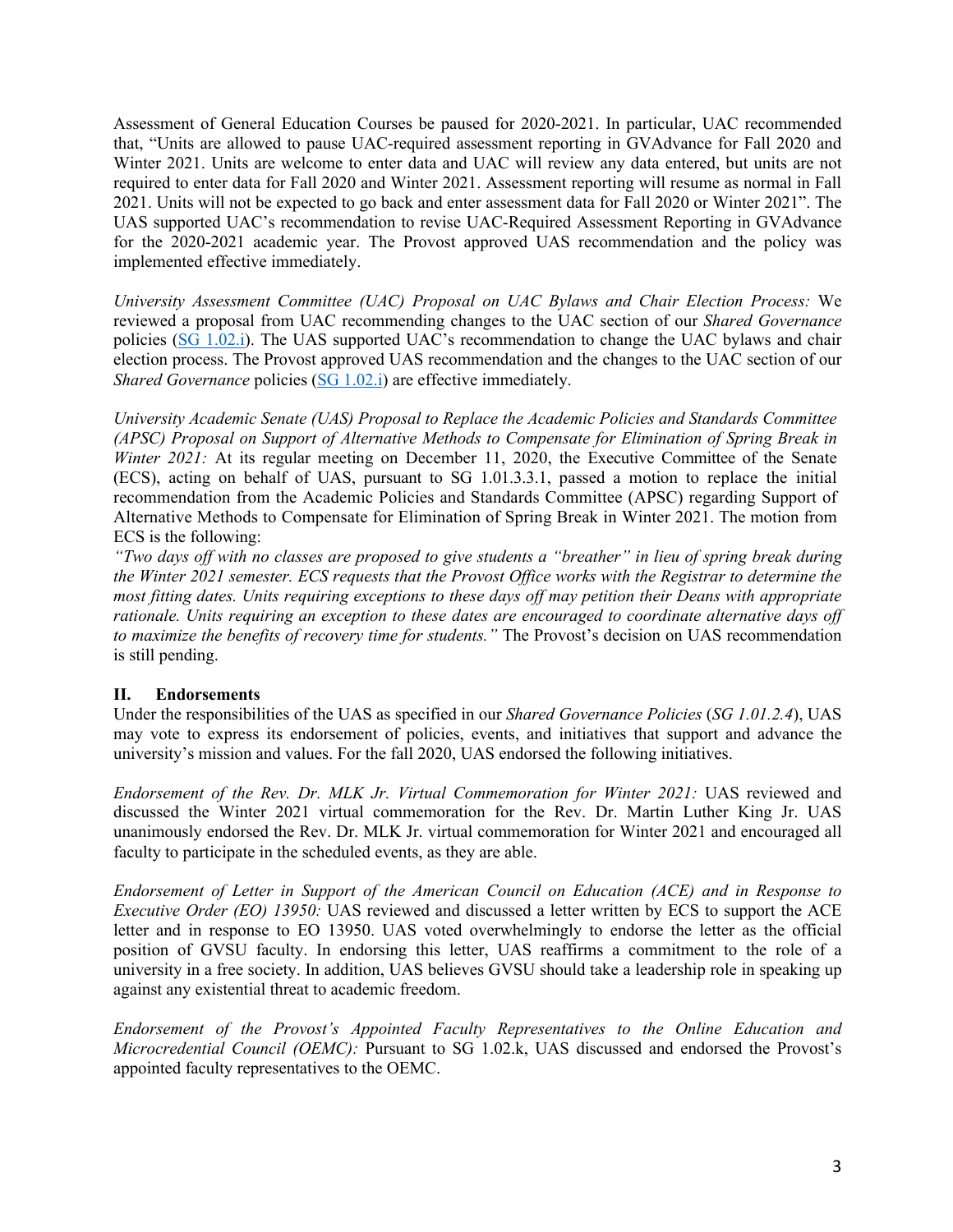Assessment of General Education Courses be paused for 2020-2021. In particular, UAC recommended that, "Units are allowed to pause UAC-required assessment reporting in GVAdvance for Fall 2020 and Winter 2021. Units are welcome to enter data and UAC will review any data entered, but units are not required to enter data for Fall 2020 and Winter 2021. Assessment reporting will resume as normal in Fall 2021. Units will not be expected to go back and enter assessment data for Fall 2020 or Winter 2021". The UAS supported UAC's recommendation to revise UAC-Required Assessment Reporting in GVAdvance for the 2020-2021 academic year. The Provost approved UAS recommendation and the policy was implemented effective immediately.

*University Assessment Committee (UAC) Proposal on UAC Bylaws and Chair Election Process:* We reviewed a proposal from UAC recommending changes to the UAC section of our *Shared Governance* policies (SG 1.02.i). The UAS supported UAC's recommendation to change the UAC bylaws and chair election process. The Provost approved UAS recommendation and the changes to the UAC section of our *Shared Governance* policies (SG 1.02.i) are effective immediately.

*University Academic Senate (UAS) Proposal to Replace the Academic Policies and Standards Committee (APSC) Proposal on Support of Alternative Methods to Compensate for Elimination of Spring Break in Winter 2021:* At its regular meeting on December 11, 2020, the Executive Committee of the Senate (ECS), acting on behalf of UAS, pursuant to SG 1.01.3.3.1, passed a motion to replace the initial recommendation from the Academic Policies and Standards Committee (APSC) regarding Support of Alternative Methods to Compensate for Elimination of Spring Break in Winter 2021. The motion from ECS is the following:
*"Two days off with no classes are proposed to give students a "breather" in lieu of spring break during the Winter 2021 semester. ECS requests that the Provost Office works with the Registrar to determine the most fitting dates. Units requiring exceptions to these days off may petition their Deans with appropriate rationale. Units requiring an exception to these dates are encouraged to coordinate alternative days off to maximize the benefits of recovery time for students."* The Provost's decision on UAS recommendation is still pending.

## II. Endorsements

Under the responsibilities of the UAS as specified in our *Shared Governance Policies* (*SG 1.01.2.4*), UAS may vote to express its endorsement of policies, events, and initiatives that support and advance the university's mission and values. For the fall 2020, UAS endorsed the following initiatives.

*Endorsement of the Rev. Dr. MLK Jr. Virtual Commemoration for Winter 2021:* UAS reviewed and discussed the Winter 2021 virtual commemoration for the Rev. Dr. Martin Luther King Jr. UAS unanimously endorsed the Rev. Dr. MLK Jr. virtual commemoration for Winter 2021 and encouraged all faculty to participate in the scheduled events, as they are able.

*Endorsement of Letter in Support of the American Council on Education (ACE) and in Response to Executive Order (EO) 13950:* UAS reviewed and discussed a letter written by ECS to support the ACE letter and in response to EO 13950. UAS voted overwhelmingly to endorse the letter as the official position of GVSU faculty. In endorsing this letter, UAS reaffirms a commitment to the role of a university in a free society. In addition, UAS believes GVSU should take a leadership role in speaking up against any existential threat to academic freedom.

*Endorsement of the Provost's Appointed Faculty Representatives to the Online Education and Microcredential Council (OEMC):* Pursuant to SG 1.02.k, UAS discussed and endorsed the Provost's appointed faculty representatives to the OEMC.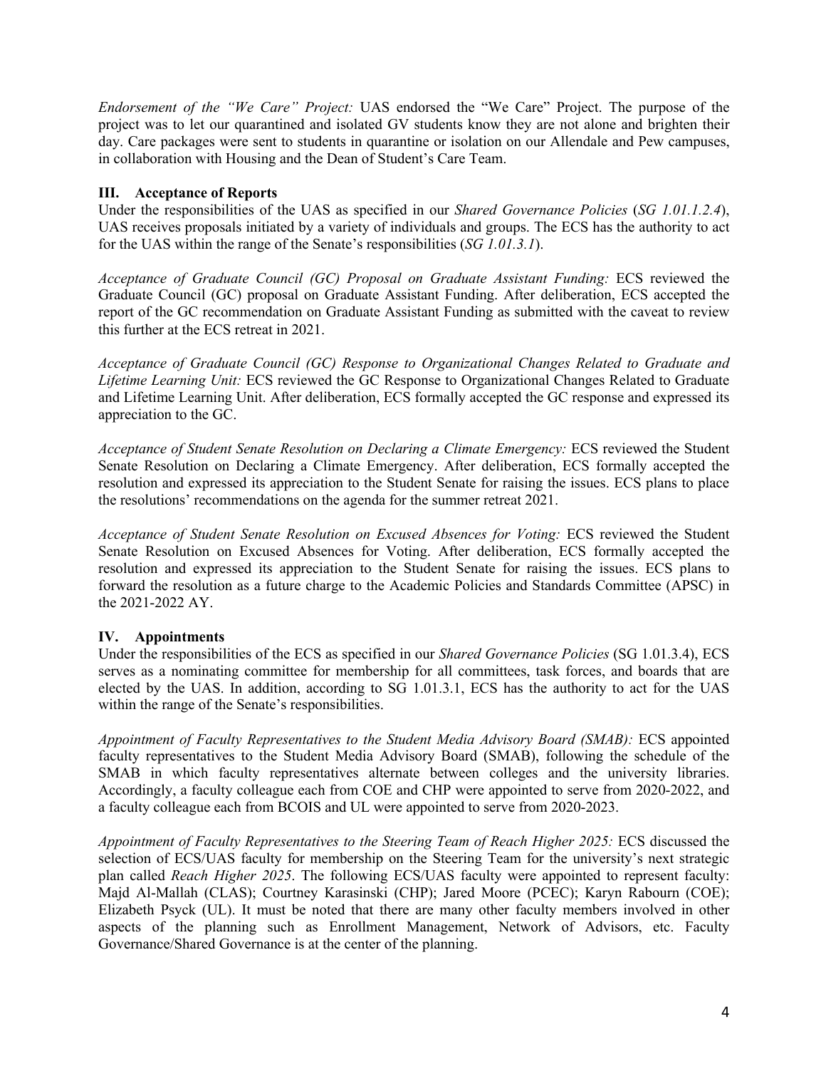*Endorsement of the "We Care" Project:* UAS endorsed the "We Care" Project. The purpose of the project was to let our quarantined and isolated GV students know they are not alone and brighten their day. Care packages were sent to students in quarantine or isolation on our Allendale and Pew campuses, in collaboration with Housing and the Dean of Student's Care Team.

## III. Acceptance of Reports

Under the responsibilities of the UAS as specified in our *Shared Governance Policies* (*SG 1.01.1.2.4*), UAS receives proposals initiated by a variety of individuals and groups. The ECS has the authority to act for the UAS within the range of the Senate's responsibilities (*SG 1.01.3.1*).

*Acceptance of Graduate Council (GC) Proposal on Graduate Assistant Funding:* ECS reviewed the Graduate Council (GC) proposal on Graduate Assistant Funding. After deliberation, ECS accepted the report of the GC recommendation on Graduate Assistant Funding as submitted with the caveat to review this further at the ECS retreat in 2021.

*Acceptance of Graduate Council (GC) Response to Organizational Changes Related to Graduate and Lifetime Learning Unit:* ECS reviewed the GC Response to Organizational Changes Related to Graduate and Lifetime Learning Unit. After deliberation, ECS formally accepted the GC response and expressed its appreciation to the GC.

*Acceptance of Student Senate Resolution on Declaring a Climate Emergency:* ECS reviewed the Student Senate Resolution on Declaring a Climate Emergency. After deliberation, ECS formally accepted the resolution and expressed its appreciation to the Student Senate for raising the issues. ECS plans to place the resolutions' recommendations on the agenda for the summer retreat 2021.

*Acceptance of Student Senate Resolution on Excused Absences for Voting:* ECS reviewed the Student Senate Resolution on Excused Absences for Voting. After deliberation, ECS formally accepted the resolution and expressed its appreciation to the Student Senate for raising the issues. ECS plans to forward the resolution as a future charge to the Academic Policies and Standards Committee (APSC) in the 2021-2022 AY.

## IV. Appointments

Under the responsibilities of the ECS as specified in our *Shared Governance Policies* (SG 1.01.3.4), ECS serves as a nominating committee for membership for all committees, task forces, and boards that are elected by the UAS. In addition, according to SG 1.01.3.1, ECS has the authority to act for the UAS within the range of the Senate's responsibilities.

*Appointment of Faculty Representatives to the Student Media Advisory Board (SMAB):* ECS appointed faculty representatives to the Student Media Advisory Board (SMAB), following the schedule of the SMAB in which faculty representatives alternate between colleges and the university libraries. Accordingly, a faculty colleague each from COE and CHP were appointed to serve from 2020-2022, and a faculty colleague each from BCOIS and UL were appointed to serve from 2020-2023.

*Appointment of Faculty Representatives to the Steering Team of Reach Higher 2025:* ECS discussed the selection of ECS/UAS faculty for membership on the Steering Team for the university's next strategic plan called *Reach Higher 2025*. The following ECS/UAS faculty were appointed to represent faculty: Majd Al-Mallah (CLAS); Courtney Karasinski (CHP); Jared Moore (PCEC); Karyn Rabourn (COE); Elizabeth Psyck (UL). It must be noted that there are many other faculty members involved in other aspects of the planning such as Enrollment Management, Network of Advisors, etc. Faculty Governance/Shared Governance is at the center of the planning.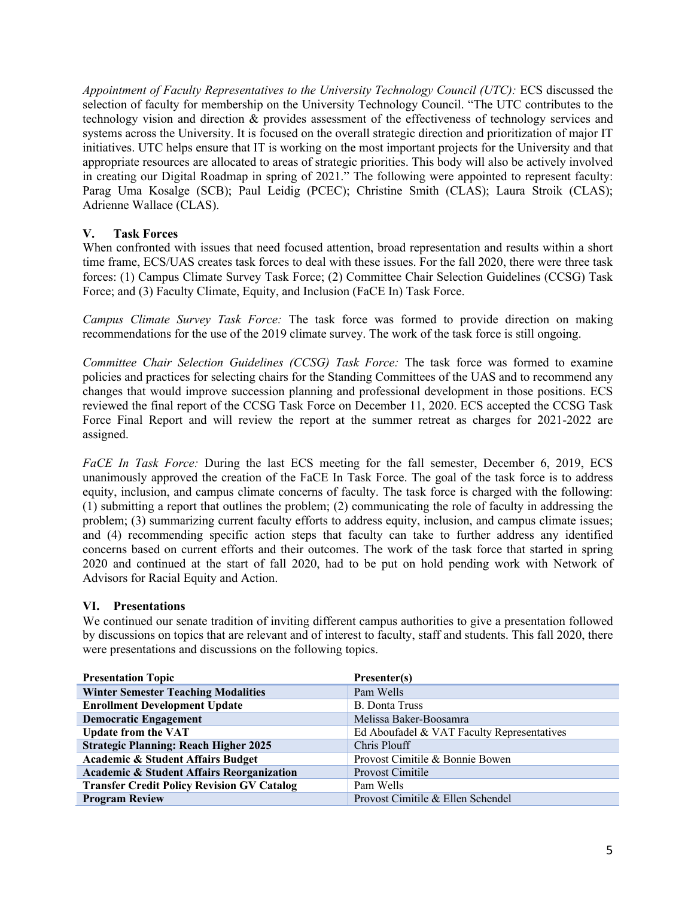*Appointment of Faculty Representatives to the University Technology Council (UTC):* ECS discussed the selection of faculty for membership on the University Technology Council. "The UTC contributes to the technology vision and direction & provides assessment of the effectiveness of technology services and systems across the University. It is focused on the overall strategic direction and prioritization of major IT initiatives. UTC helps ensure that IT is working on the most important projects for the University and that appropriate resources are allocated to areas of strategic priorities. This body will also be actively involved in creating our Digital Roadmap in spring of 2021." The following were appointed to represent faculty: Parag Uma Kosalge (SCB); Paul Leidig (PCEC); Christine Smith (CLAS); Laura Stroik (CLAS); Adrienne Wallace (CLAS).

## V. Task Forces

When confronted with issues that need focused attention, broad representation and results within a short time frame, ECS/UAS creates task forces to deal with these issues. For the fall 2020, there were three task forces: (1) Campus Climate Survey Task Force; (2) Committee Chair Selection Guidelines (CCSG) Task Force; and (3) Faculty Climate, Equity, and Inclusion (FaCE In) Task Force.

*Campus Climate Survey Task Force:* The task force was formed to provide direction on making recommendations for the use of the 2019 climate survey. The work of the task force is still ongoing.

*Committee Chair Selection Guidelines (CCSG) Task Force:* The task force was formed to examine policies and practices for selecting chairs for the Standing Committees of the UAS and to recommend any changes that would improve succession planning and professional development in those positions. ECS reviewed the final report of the CCSG Task Force on December 11, 2020. ECS accepted the CCSG Task Force Final Report and will review the report at the summer retreat as charges for 2021-2022 are assigned.

*FaCE In Task Force:* During the last ECS meeting for the fall semester, December 6, 2019, ECS unanimously approved the creation of the FaCE In Task Force. The goal of the task force is to address equity, inclusion, and campus climate concerns of faculty. The task force is charged with the following: (1) submitting a report that outlines the problem; (2) communicating the role of faculty in addressing the problem; (3) summarizing current faculty efforts to address equity, inclusion, and campus climate issues; and (4) recommending specific action steps that faculty can take to further address any identified concerns based on current efforts and their outcomes. The work of the task force that started in spring 2020 and continued at the start of fall 2020, had to be put on hold pending work with Network of Advisors for Racial Equity and Action.

## VI. Presentations

We continued our senate tradition of inviting different campus authorities to give a presentation followed by discussions on topics that are relevant and of interest to faculty, staff and students. This fall 2020, there were presentations and discussions on the following topics.

| Presentation Topic | Presenter(s) |
|---|---|
| **Winter Semester Teaching Modalities** | Pam Wells |
| **Enrollment Development Update** | B. Donta Truss |
| **Democratic Engagement** | Melissa Baker-Boosamra |
| **Update from the VAT** | Ed Aboufadel & VAT Faculty Representatives |
| **Strategic Planning: Reach Higher 2025** | Chris Plouff |
| **Academic & Student Affairs Budget** | Provost Cimitile & Bonnie Bowen |
| **Academic & Student Affairs Reorganization** | Provost Cimitile |
| **Transfer Credit Policy Revision GV Catalog** | Pam Wells |
| **Program Review** | Provost Cimitile & Ellen Schendel |